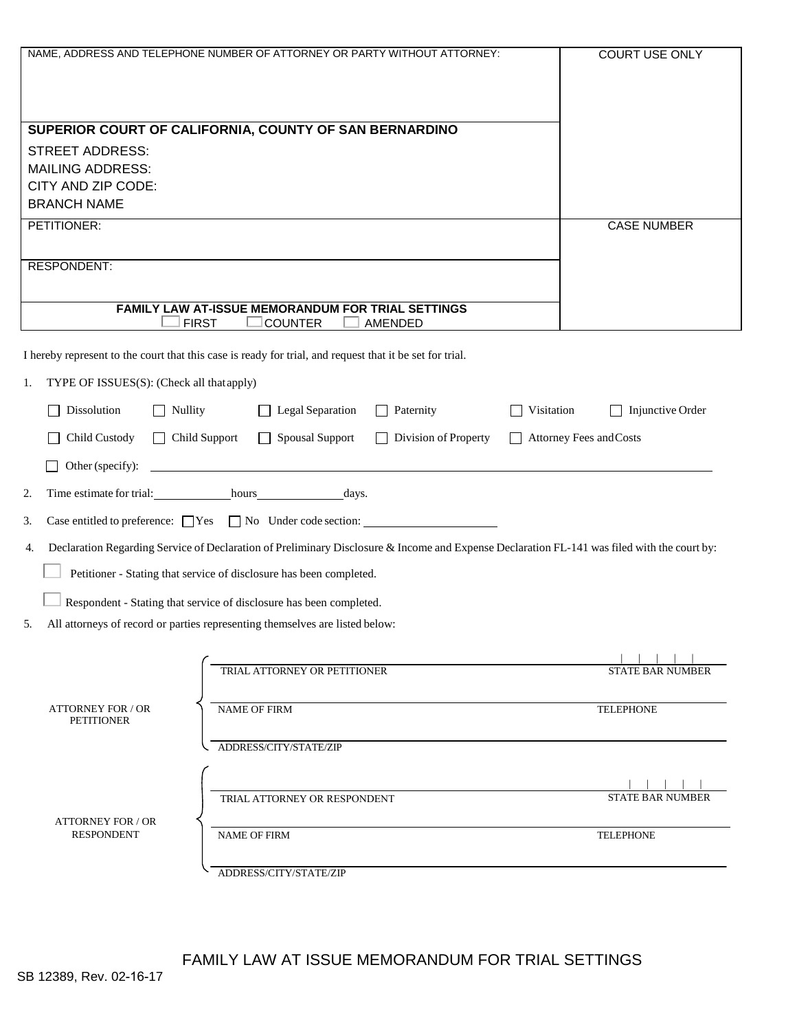| NAME, ADDRESS AND TELEPHONE NUMBER OF ATTORNEY OR PARTY WITHOUT ATTORNEY: | COURT USE ONLY |
|---|---|
| **SUPERIOR COURT OF CALIFORNIA, COUNTY OF SAN BERNARDINO**<br>STREET ADDRESS:<br>MAILING ADDRESS:<br>CITY AND ZIP CODE:<br>BRANCH NAME | |
| PETITIONER: | CASE NUMBER |
| RESPONDENT: | |
| **FAMILY LAW AT-ISSUE MEMORANDUM FOR TRIAL SETTINGS**<br>☐ FIRST ☐ COUNTER ☐ AMENDED | |

I hereby represent to the court that this case is ready for trial, and request that it be set for trial.

1. TYPE OF ISSUES(S): (Check all that apply)

   ☐ Dissolution ☐ Nullity ☐ Legal Separation ☐ Paternity ☐ Visitation ☐ Injunctive Order

   ☐ Child Custody ☐ Child Support ☐ Spousal Support ☐ Division of Property ☐ Attorney Fees and Costs

   ☐ Other (specify): ______________________________

2. Time estimate for trial: __________ hours __________ days.

3. Case entitled to preference: ☐ Yes ☐ No Under code section: __________________

4. Declaration Regarding Service of Declaration of Preliminary Disclosure & Income and Expense Declaration FL-141 was filed with the court by:

   ☐ Petitioner - Stating that service of disclosure has been completed.

   ☐ Respondent - Stating that service of disclosure has been completed.

5. All attorneys of record or parties representing themselves are listed below:

**ATTORNEY FOR / OR PETITIONER**

| | |
|---|---|
| TRIAL ATTORNEY OR PETITIONER | STATE BAR NUMBER |
| NAME OF FIRM | TELEPHONE |
| ADDRESS/CITY/STATE/ZIP | |

**ATTORNEY FOR / OR RESPONDENT**

| | |
|---|---|
| TRIAL ATTORNEY OR RESPONDENT | STATE BAR NUMBER |
| NAME OF FIRM | TELEPHONE |
| ADDRESS/CITY/STATE/ZIP | |

FAMILY LAW AT ISSUE MEMORANDUM FOR TRIAL SETTINGS

SB 12389, Rev. 02-16-17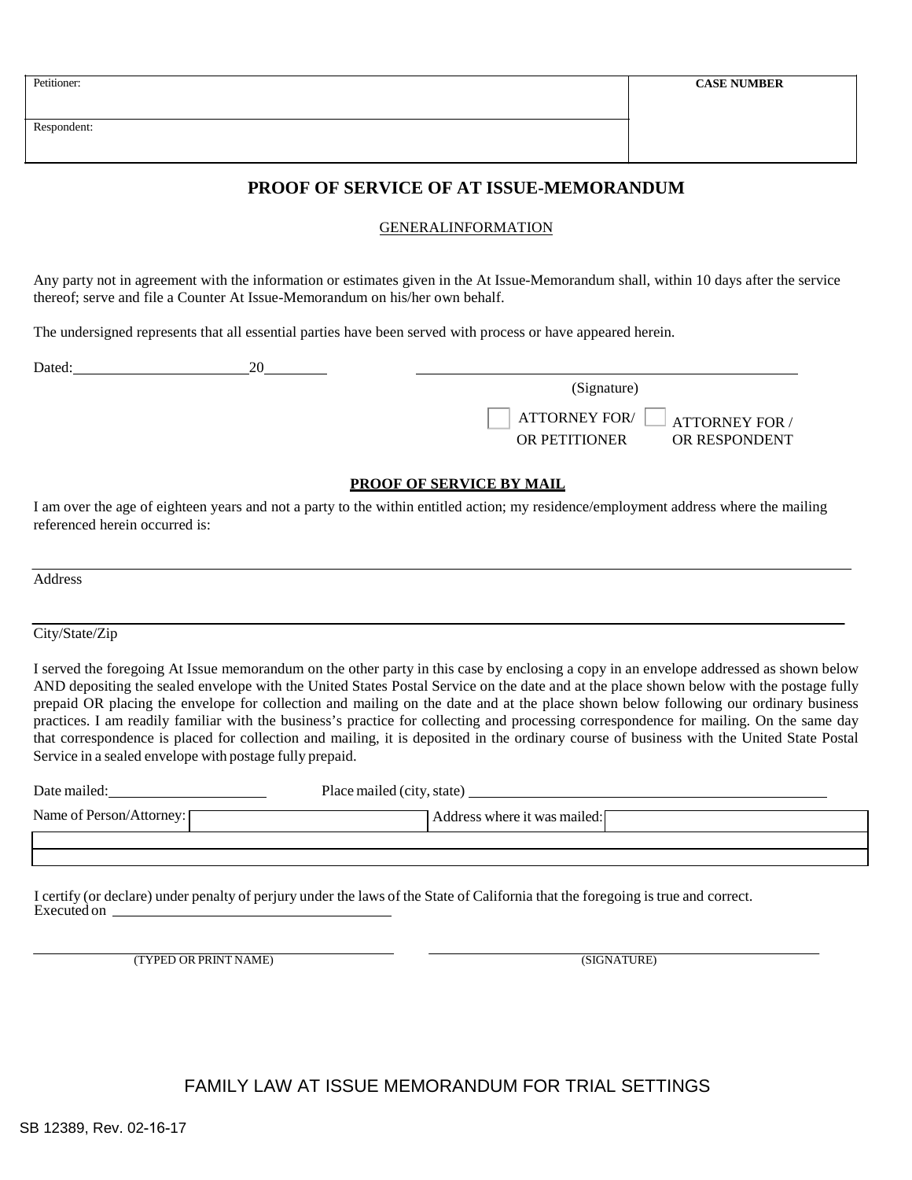| Petitioner: | CASE NUMBER |
| --- | --- |
| Respondent: | |

# PROOF OF SERVICE OF AT ISSUE-MEMORANDUM

GENERALINFORMATION

Any party not in agreement with the information or estimates given in the At Issue-Memorandum shall, within 10 days after the service thereof; serve and file a Counter At Issue-Memorandum on his/her own behalf.

The undersigned represents that all essential parties have been served with process or have appeared herein.

Dated: ______________________ 20________ ____________________________________________

(Signature)

☐ ATTORNEY FOR/ OR PETITIONER ☐ ATTORNEY FOR / OR RESPONDENT

**PROOF OF SERVICE BY MAIL**

I am over the age of eighteen years and not a party to the within entitled action; my residence/employment address where the mailing referenced herein occurred is:

______________________________________________________________________

Address

______________________________________________________________________

City/State/Zip

I served the foregoing At Issue memorandum on the other party in this case by enclosing a copy in an envelope addressed as shown below AND depositing the sealed envelope with the United States Postal Service on the date and at the place shown below with the postage fully prepaid OR placing the envelope for collection and mailing on the date and at the place shown below following our ordinary business practices. I am readily familiar with the business's practice for collecting and processing correspondence for mailing. On the same day that correspondence is placed for collection and mailing, it is deposited in the ordinary course of business with the United State Postal Service in a sealed envelope with postage fully prepaid.

Date mailed: ____________________ Place mailed (city, state) ______________________________

| Name of Person/Attorney: | | Address where it was mailed: | |
| --- | --- | --- | --- |
| | | | |
| | | | |

I certify (or declare) under penalty of perjury under the laws of the State of California that the foregoing is true and correct.
Executed on ____________________________

________________________________ ________________________________

(TYPED OR PRINT NAME) (SIGNATURE)

FAMILY LAW AT ISSUE MEMORANDUM FOR TRIAL SETTINGS

SB 12389, Rev. 02-16-17